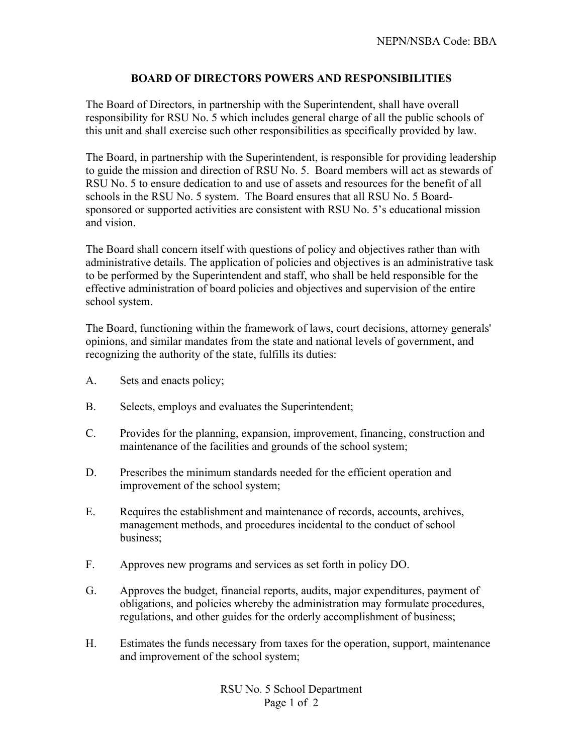# BOARD OF DIRECTORS POWERS AND RESPONSIBILITIES

The Board of Directors, in partnership with the Superintendent, shall have overall responsibility for RSU No. 5 which includes general charge of all the public schools of this unit and shall exercise such other responsibilities as specifically provided by law.

The Board, in partnership with the Superintendent, is responsible for providing leadership to guide the mission and direction of RSU No. 5. Board members will act as stewards of RSU No. 5 to ensure dedication to and use of assets and resources for the benefit of all schools in the RSU No. 5 system. The Board ensures that all RSU No. 5 Board-sponsored or supported activities are consistent with RSU No. 5's educational mission and vision.

The Board shall concern itself with questions of policy and objectives rather than with administrative details. The application of policies and objectives is an administrative task to be performed by the Superintendent and staff, who shall be held responsible for the effective administration of board policies and objectives and supervision of the entire school system.

The Board, functioning within the framework of laws, court decisions, attorney generals' opinions, and similar mandates from the state and national levels of government, and recognizing the authority of the state, fulfills its duties:

A. Sets and enacts policy;

B. Selects, employs and evaluates the Superintendent;

C. Provides for the planning, expansion, improvement, financing, construction and maintenance of the facilities and grounds of the school system;

D. Prescribes the minimum standards needed for the efficient operation and improvement of the school system;

E. Requires the establishment and maintenance of records, accounts, archives, management methods, and procedures incidental to the conduct of school business;

F. Approves new programs and services as set forth in policy DO.

G. Approves the budget, financial reports, audits, major expenditures, payment of obligations, and policies whereby the administration may formulate procedures, regulations, and other guides for the orderly accomplishment of business;

H. Estimates the funds necessary from taxes for the operation, support, maintenance and improvement of the school system;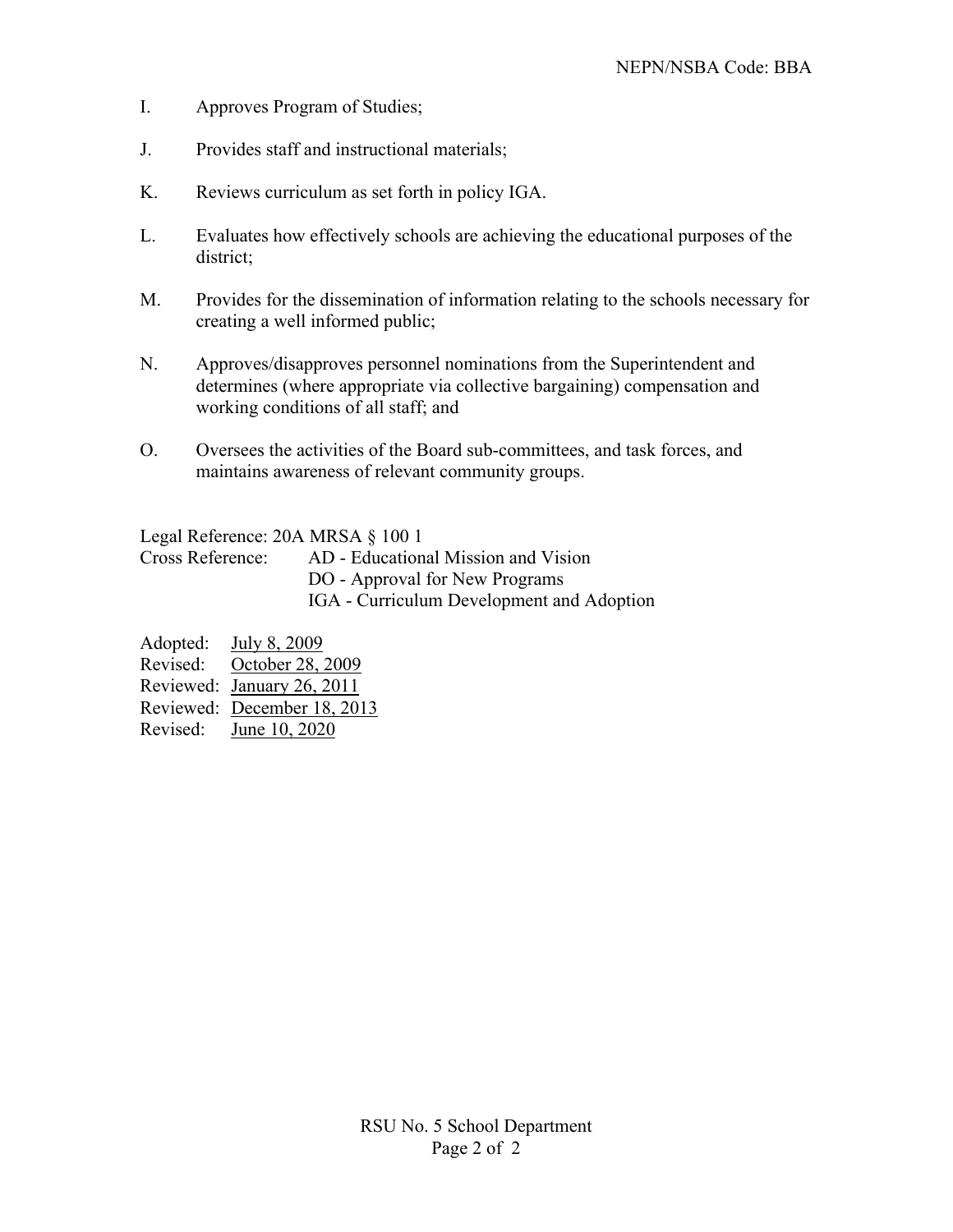I. Approves Program of Studies;

J. Provides staff and instructional materials;

K. Reviews curriculum as set forth in policy IGA.

L. Evaluates how effectively schools are achieving the educational purposes of the district;

M. Provides for the dissemination of information relating to the schools necessary for creating a well informed public;

N. Approves/disapproves personnel nominations from the Superintendent and determines (where appropriate via collective bargaining) compensation and working conditions of all staff; and

O. Oversees the activities of the Board sub-committees, and task forces, and maintains awareness of relevant community groups.

Legal Reference: 20A MRSA § 100 1

Cross Reference: AD - Educational Mission and Vision
DO - Approval for New Programs
IGA - Curriculum Development and Adoption

Adopted: July 8, 2009
Revised: October 28, 2009
Reviewed: January 26, 2011
Reviewed: December 18, 2013
Revised: June 10, 2020

RSU No. 5 School Department